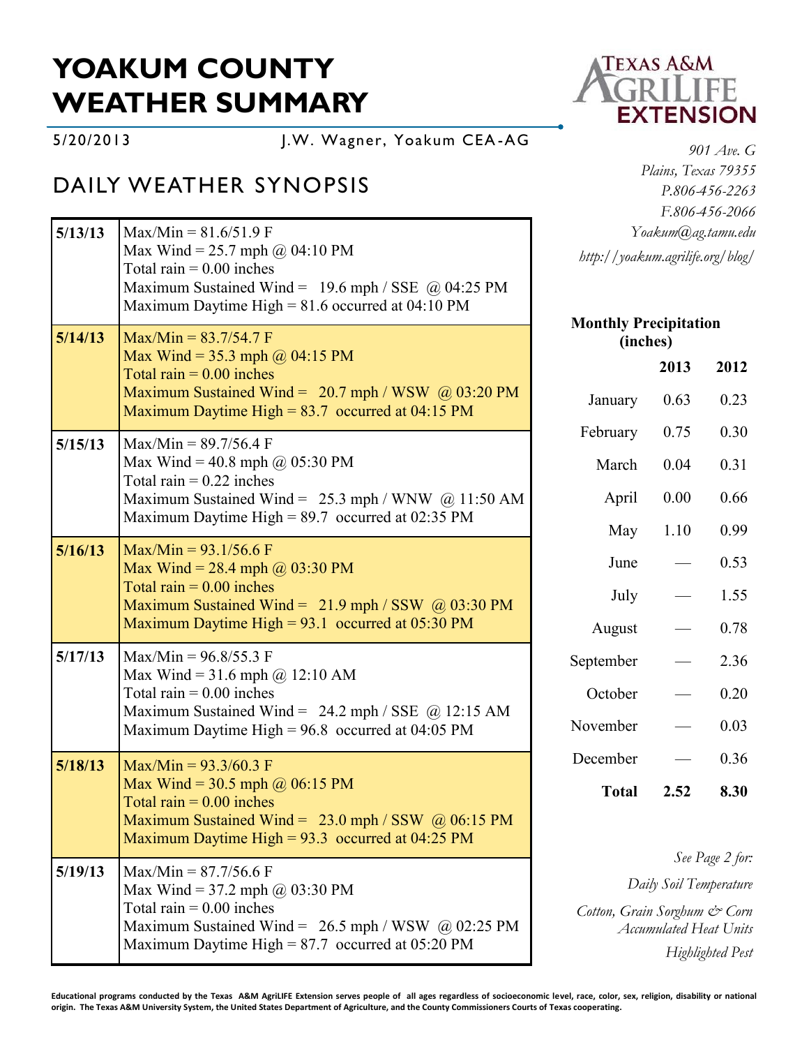# YOAKUM COUNTY WEATHER SUMMARY

5/20/2013 J.W. Wagner, Yoakum CEA-AG

## DAILY WEATHER SYNOPSIS

| Date | Details |
|---|---|
| **5/13/13** | Max/Min = 81.6/51.9 F<br>Max Wind = 25.7 mph @ 04:10 PM<br>Total rain = 0.00 inches<br>Maximum Sustained Wind = 19.6 mph / SSE @ 04:25 PM<br>Maximum Daytime High = 81.6 occurred at 04:10 PM |
| **5/14/13** | Max/Min = 83.7/54.7 F<br>Max Wind = 35.3 mph @ 04:15 PM<br>Total rain = 0.00 inches<br>Maximum Sustained Wind = 20.7 mph / WSW @ 03:20 PM<br>Maximum Daytime High = 83.7 occurred at 04:15 PM |
| **5/15/13** | Max/Min = 89.7/56.4 F<br>Max Wind = 40.8 mph @ 05:30 PM<br>Total rain = 0.22 inches<br>Maximum Sustained Wind = 25.3 mph / WNW @ 11:50 AM<br>Maximum Daytime High = 89.7 occurred at 02:35 PM |
| **5/16/13** | Max/Min = 93.1/56.6 F<br>Max Wind = 28.4 mph @ 03:30 PM<br>Total rain = 0.00 inches<br>Maximum Sustained Wind = 21.9 mph / SSW @ 03:30 PM<br>Maximum Daytime High = 93.1 occurred at 05:30 PM |
| **5/17/13** | Max/Min = 96.8/55.3 F<br>Max Wind = 31.6 mph @ 12:10 AM<br>Total rain = 0.00 inches<br>Maximum Sustained Wind = 24.2 mph / SSE @ 12:15 AM<br>Maximum Daytime High = 96.8 occurred at 04:05 PM |
| **5/18/13** | Max/Min = 93.3/60.3 F<br>Max Wind = 30.5 mph @ 06:15 PM<br>Total rain = 0.00 inches<br>Maximum Sustained Wind = 23.0 mph / SSW @ 06:15 PM<br>Maximum Daytime High = 93.3 occurred at 04:25 PM |
| **5/19/13** | Max/Min = 87.7/56.6 F<br>Max Wind = 37.2 mph @ 03:30 PM<br>Total rain = 0.00 inches<br>Maximum Sustained Wind = 26.5 mph / WSW @ 02:25 PM<br>Maximum Daytime High = 87.7 occurred at 05:20 PM |

*901 Ave. G*
*Plains, Texas 79355*
*P.806-456-2263*
*F.806-456-2066*
*Yoakum@ag.tamu.edu*
*http://yoakum.agrilife.org/blog/*

**Monthly Precipitation (inches)**

| | **2013** | **2012** |
|---|---|---|
| January | 0.63 | 0.23 |
| February | 0.75 | 0.30 |
| March | 0.04 | 0.31 |
| April | 0.00 | 0.66 |
| May | 1.10 | 0.99 |
| June | — | 0.53 |
| July | — | 1.55 |
| August | — | 0.78 |
| September | — | 2.36 |
| October | — | 0.20 |
| November | — | 0.03 |
| December | — | 0.36 |
| **Total** | **2.52** | **8.30** |

*See Page 2 for:*

*Daily Soil Temperature*

*Cotton, Grain Sorghum & Corn Accumulated Heat Units*

*Highlighted Pest*

**Educational programs conducted by the Texas A&M AgriLIFE Extension serves people of all ages regardless of socioeconomic level, race, color, sex, religion, disability or national origin. The Texas A&M University System, the United States Department of Agriculture, and the County Commissioners Courts of Texas cooperating.**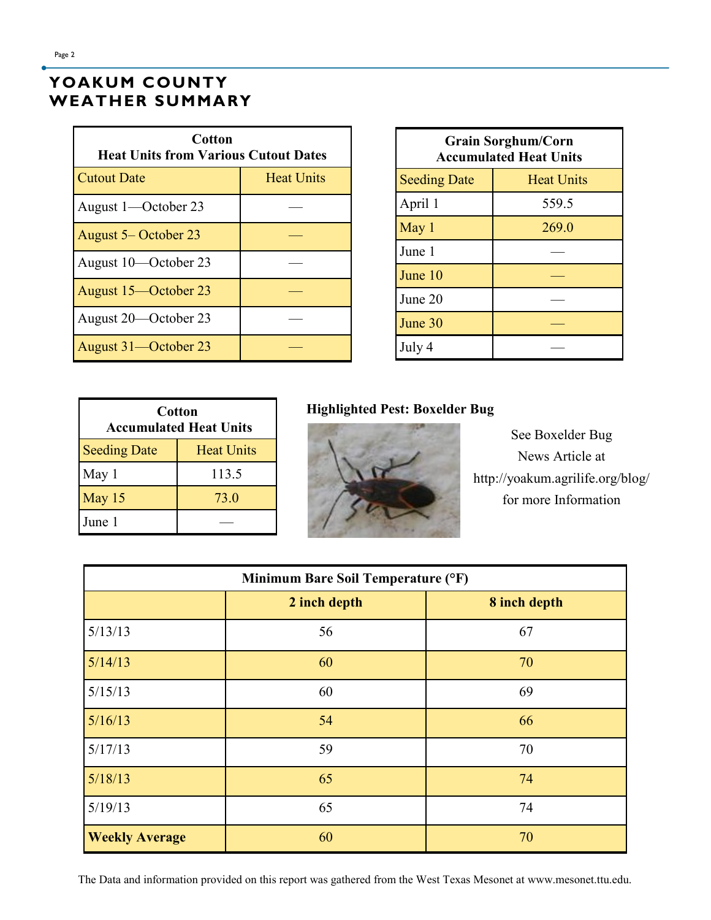# YOAKUM COUNTY WEATHER SUMMARY

| Cotton Heat Units from Various Cutout Dates | |
|---|---|
| Cutout Date | Heat Units |
| August 1—October 23 | — |
| August 5– October 23 | — |
| August 10—October 23 | — |
| August 15—October 23 | — |
| August 20—October 23 | — |
| August 31—October 23 | — |

| Grain Sorghum/Corn Accumulated Heat Units | |
|---|---|
| Seeding Date | Heat Units |
| April 1 | 559.5 |
| May 1 | 269.0 |
| June 1 | — |
| June 10 | — |
| June 20 | — |
| June 30 | — |
| July 4 | — |

| Cotton Accumulated Heat Units | |
|---|---|
| Seeding Date | Heat Units |
| May 1 | 113.5 |
| May 15 | 73.0 |
| June 1 | — |

**Highlighted Pest: Boxelder Bug**

See Boxelder Bug News Article at http://yoakum.agrilife.org/blog/ for more Information

| Minimum Bare Soil Temperature (°F) | | |
|---|---|---|
| | **2 inch depth** | **8 inch depth** |
| 5/13/13 | 56 | 67 |
| 5/14/13 | 60 | 70 |
| 5/15/13 | 60 | 69 |
| 5/16/13 | 54 | 66 |
| 5/17/13 | 59 | 70 |
| 5/18/13 | 65 | 74 |
| 5/19/13 | 65 | 74 |
| **Weekly Average** | 60 | 70 |

The Data and information provided on this report was gathered from the West Texas Mesonet at www.mesonet.ttu.edu.